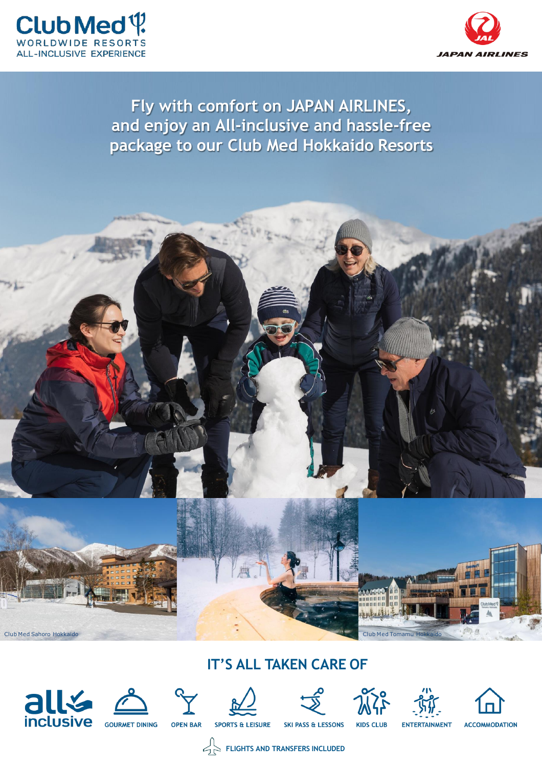Club Med
WORLDWIDE RESORTS
ALL-INCLUSIVE EXPERIENCE

JAPAN AIRLINES

# Fly with comfort on JAPAN AIRLINES, and enjoy an All-inclusive and hassle-free package to our Club Med Hokkaido Resorts

Club Med Sahoro Hokkaido

Club Med Tomamu Hokkaido

## IT'S ALL TAKEN CARE OF

all inclusive

- GOURMET DINING
- OPEN BAR
- SPORTS & LEISURE
- SKI PASS & LESSONS
- KIDS CLUB
- ENTERTAINMENT
- ACCOMMODATION

FLIGHTS AND TRANSFERS INCLUDED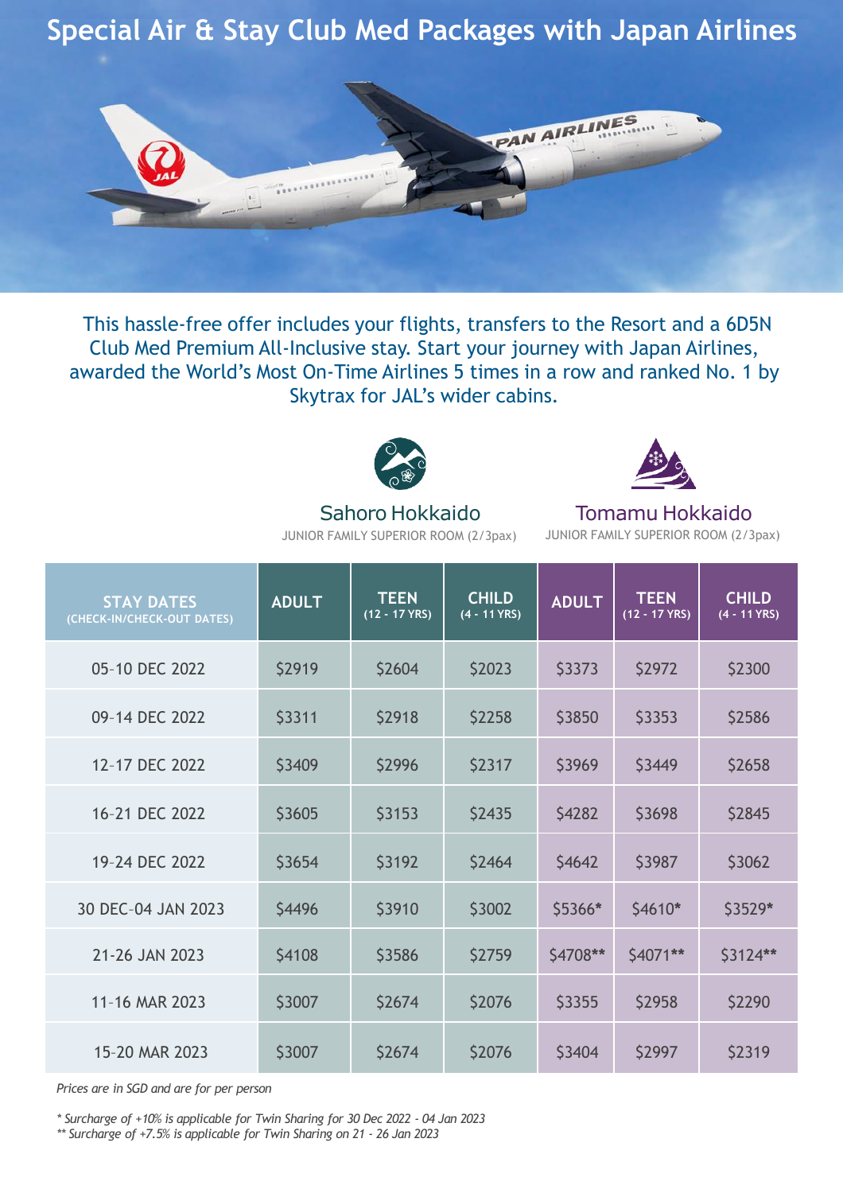# Special Air & Stay Club Med Packages with Japan Airlines

This hassle-free offer includes your flights, transfers to the Resort and a 6D5N Club Med Premium All-Inclusive stay. Start your journey with Japan Airlines, awarded the World's Most On-Time Airlines 5 times in a row and ranked No. 1 by Skytrax for JAL's wider cabins.

| STAY DATES (CHECK-IN/CHECK-OUT DATES) | Sahoro Hokkaido JUNIOR FAMILY SUPERIOR ROOM (2/3pax) | | | Tomamu Hokkaido JUNIOR FAMILY SUPERIOR ROOM (2/3pax) | | |
|---|---|---|---|---|---|---|
| | ADULT | TEEN (12 - 17 YRS) | CHILD (4 - 11 YRS) | ADULT | TEEN (12 - 17 YRS) | CHILD (4 - 11 YRS) |
| 05-10 DEC 2022 | $2919 | $2604 | $2023 | $3373 | $2972 | $2300 |
| 09-14 DEC 2022 | $3311 | $2918 | $2258 | $3850 | $3353 | $2586 |
| 12-17 DEC 2022 | $3409 | $2996 | $2317 | $3969 | $3449 | $2658 |
| 16-21 DEC 2022 | $3605 | $3153 | $2435 | $4282 | $3698 | $2845 |
| 19-24 DEC 2022 | $3654 | $3192 | $2464 | $4642 | $3987 | $3062 |
| 30 DEC-04 JAN 2023 | $4496 | $3910 | $3002 | $5366* | $4610* | $3529* |
| 21-26 JAN 2023 | $4108 | $3586 | $2759 | $4708** | $4071** | $3124** |
| 11-16 MAR 2023 | $3007 | $2674 | $2076 | $3355 | $2958 | $2290 |
| 15-20 MAR 2023 | $3007 | $2674 | $2076 | $3404 | $2997 | $2319 |

*Prices are in SGD and are for per person*

*\* Surcharge of +10% is applicable for Twin Sharing for 30 Dec 2022 - 04 Jan 2023*
*\*\* Surcharge of +7.5% is applicable for Twin Sharing on 21 - 26 Jan 2023*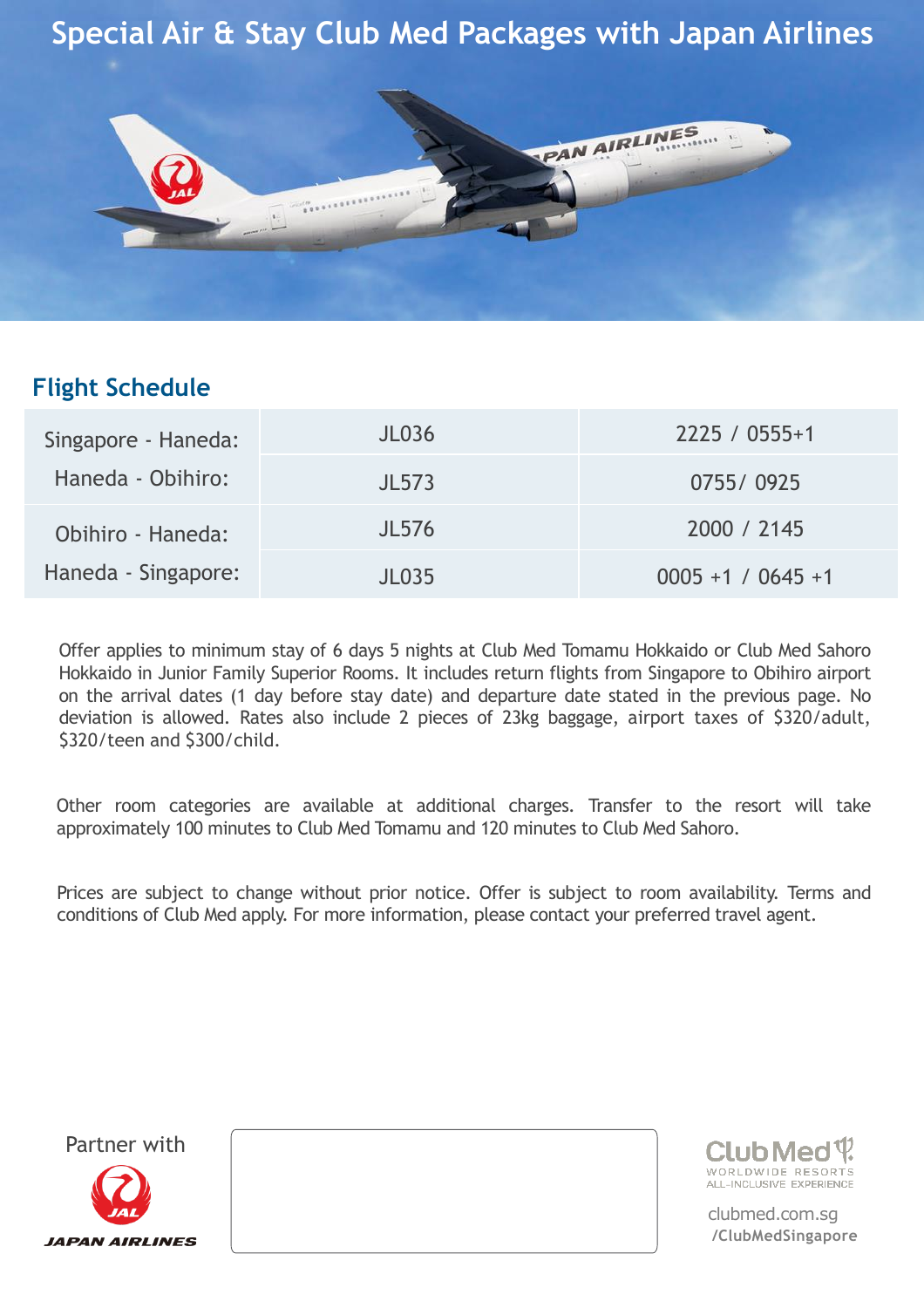# Special Air & Stay Club Med Packages with Japan Airlines

## Flight Schedule

| | | |
|---|---|---|
| Singapore - Haneda: | JL036 | 2225 / 0555+1 |
| Haneda - Obihiro: | JL573 | 0755/ 0925 |
| Obihiro - Haneda: | JL576 | 2000 / 2145 |
| Haneda - Singapore: | JL035 | 0005 +1 / 0645 +1 |

Offer applies to minimum stay of 6 days 5 nights at Club Med Tomamu Hokkaido or Club Med Sahoro Hokkaido in Junior Family Superior Rooms. It includes return flights from Singapore to Obihiro airport on the arrival dates (1 day before stay date) and departure date stated in the previous page. No deviation is allowed. Rates also include 2 pieces of 23kg baggage, airport taxes of $320/adult, $320/teen and $300/child.

Other room categories are available at additional charges. Transfer to the resort will take approximately 100 minutes to Club Med Tomamu and 120 minutes to Club Med Sahoro.

Prices are subject to change without prior notice. Offer is subject to room availability. Terms and conditions of Club Med apply. For more information, please contact your preferred travel agent.

Partner with

JAPAN AIRLINES

Club Med
WORLDWIDE RESORTS
ALL-INCLUSIVE EXPERIENCE

clubmed.com.sg
/ClubMedSingapore